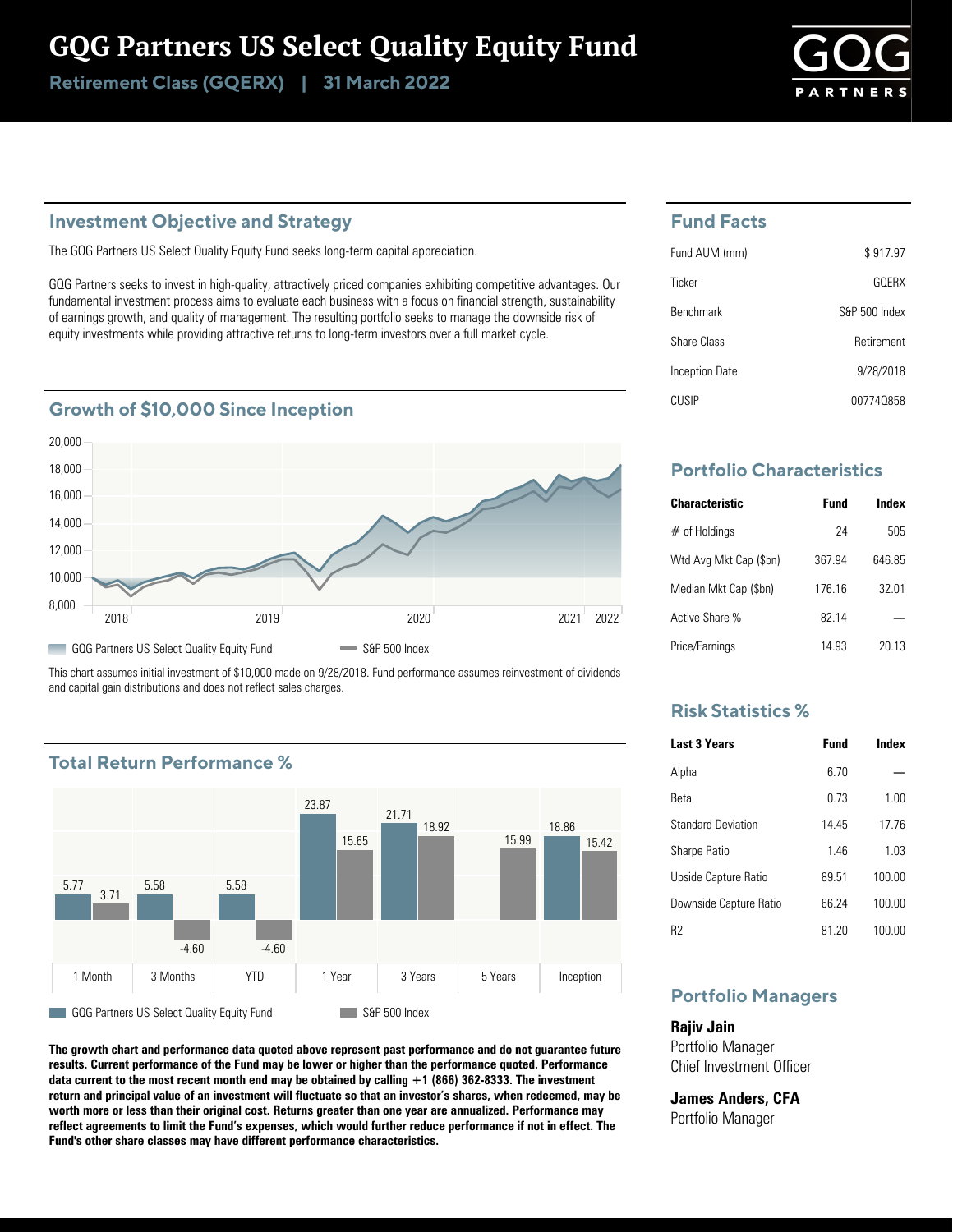# GQG Partners US Select Quality Equity Fund

**Retirement Class (GQERX) | 31 March 2022**

## Investment Objective and Strategy

The GQG Partners US Select Quality Equity Fund seeks long-term capital appreciation.

GQG Partners seeks to invest in high-quality, attractively priced companies exhibiting competitive advantages. Our fundamental investment process aims to evaluate each business with a focus on financial strength, sustainability of earnings growth, and quality of management. The resulting portfolio seeks to manage the downside risk of equity investments while providing attractive returns to long-term investors over a full market cycle.

## Growth of $10,000 Since Inception

GQG Partners US Select Quality Equity Fund | S&P 500 Index

This chart assumes initial investment of $10,000 made on 9/28/2018. Fund performance assumes reinvestment of dividends and capital gain distributions and does not reflect sales charges.

## Total Return Performance %

| | 1 Month | 3 Months | YTD | 1 Year | 3 Years | 5 Years | Inception |
|---|---|---|---|---|---|---|---|
| GQG Partners US Select Quality Equity Fund | 5.77 | 5.58 | 5.58 | 23.87 | 21.71 | | 18.86 |
| S&P 500 Index | 3.71 | -4.60 | -4.60 | 15.65 | 18.92 | 15.99 | 15.42 |

**The growth chart and performance data quoted above represent past performance and do not guarantee future results. Current performance of the Fund may be lower or higher than the performance quoted. Performance data current to the most recent month end may be obtained by calling +1 (866) 362-8333. The investment return and principal value of an investment will fluctuate so that an investor's shares, when redeemed, may be worth more or less than their original cost. Returns greater than one year are annualized. Performance may reflect agreements to limit the Fund's expenses, which would further reduce performance if not in effect. The Fund's other share classes may have different performance characteristics.**

## Fund Facts

| | |
|---|---|
| Fund AUM (mm) | $ 917.97 |
| Ticker | GQERX |
| Benchmark | S&P 500 Index |
| Share Class | Retirement |
| Inception Date | 9/28/2018 |
| CUSIP | 00774Q858 |

## Portfolio Characteristics

| Characteristic | Fund | Index |
|---|---|---|
| # of Holdings | 24 | 505 |
| Wtd Avg Mkt Cap ($bn) | 367.94 | 646.85 |
| Median Mkt Cap ($bn) | 176.16 | 32.01 |
| Active Share % | 82.14 | — |
| Price/Earnings | 14.93 | 20.13 |

## Risk Statistics %

| Last 3 Years | Fund | Index |
|---|---|---|
| Alpha | 6.70 | — |
| Beta | 0.73 | 1.00 |
| Standard Deviation | 14.45 | 17.76 |
| Sharpe Ratio | 1.46 | 1.03 |
| Upside Capture Ratio | 89.51 | 100.00 |
| Downside Capture Ratio | 66.24 | 100.00 |
| R2 | 81.20 | 100.00 |

## Portfolio Managers

**Rajiv Jain**
Portfolio Manager
Chief Investment Officer

**James Anders, CFA**
Portfolio Manager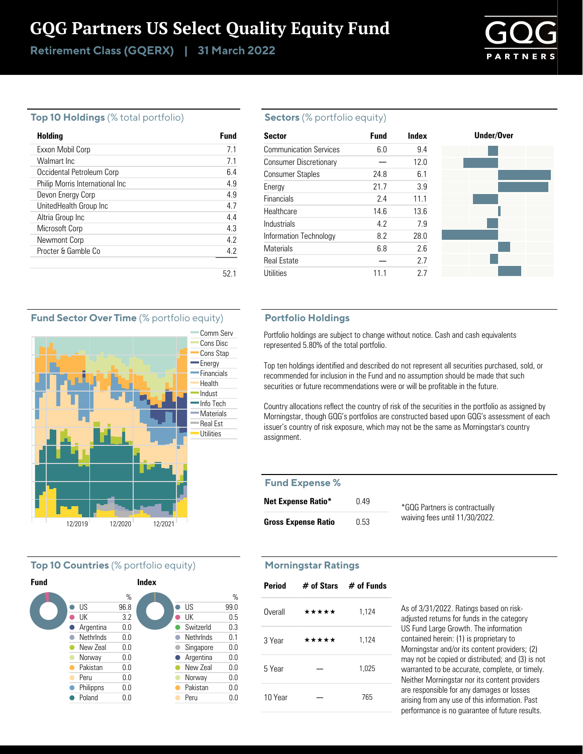# GQG Partners US Select Quality Equity Fund

**Retirement Class (GQERX) | 31 March 2022**

## Top 10 Holdings (% total portfolio)

| Holding | Fund |
|---|---|
| Exxon Mobil Corp | 7.1 |
| Walmart Inc | 7.1 |
| Occidental Petroleum Corp | 6.4 |
| Philip Morris International Inc | 4.9 |
| Devon Energy Corp | 4.9 |
| UnitedHealth Group Inc | 4.7 |
| Altria Group Inc | 4.4 |
| Microsoft Corp | 4.3 |
| Newmont Corp | 4.2 |
| Procter & Gamble Co | 4.2 |
| | 52.1 |

## Sectors (% portfolio equity)

| Sector | Fund | Index |
|---|---|---|
| Communication Services | 6.0 | 9.4 |
| Consumer Discretionary | — | 12.0 |
| Consumer Staples | 24.8 | 6.1 |
| Energy | 21.7 | 3.9 |
| Financials | 2.4 | 11.1 |
| Healthcare | 14.6 | 13.6 |
| Industrials | 4.2 | 7.9 |
| Information Technology | 8.2 | 28.0 |
| Materials | 6.8 | 2.6 |
| Real Estate | — | 2.7 |
| Utilities | 11.1 | 2.7 |

## Fund Sector Over Time (% portfolio equity)

Comm Serv, Cons Disc, Cons Stap, Energy, Financials, Health, Indust, Info Tech, Materials, Real Est, Utilities

12/2019 12/2020 12/2021

## Portfolio Holdings

Portfolio holdings are subject to change without notice. Cash and cash equivalents represented 5.80% of the total portfolio.

Top ten holdings identified and described do not represent all securities purchased, sold, or recommended for inclusion in the Fund and no assumption should be made that such securities or future recommendations were or will be profitable in the future.

Country allocations reflect the country of risk of the securities in the portfolio as assigned by Morningstar, though GQG's portfolios are constructed based upon GQG's assessment of each issuer's country of risk exposure, which may not be the same as Morningstar's country assignment.

## Fund Expense %

| | |
|---|---|
| **Net Expense Ratio*** | 0.49 |
| **Gross Expense Ratio** | 0.53 |

*GQG Partners is contractually waiving fees until 11/30/2022.

## Top 10 Countries (% portfolio equity)

**Fund**

| Country | % |
|---|---|
| US | 96.8 |
| UK | 3.2 |
| Argentina | 0.0 |
| Nethrlnds | 0.0 |
| New Zeal | 0.0 |
| Norway | 0.0 |
| Pakistan | 0.0 |
| Peru | 0.0 |
| Philippns | 0.0 |
| Poland | 0.0 |

**Index**

| Country | % |
|---|---|
| US | 99.0 |
| UK | 0.5 |
| Switzerld | 0.3 |
| Nethrlnds | 0.1 |
| Singapore | 0.0 |
| Argentina | 0.0 |
| New Zeal | 0.0 |
| Norway | 0.0 |
| Pakistan | 0.0 |
| Peru | 0.0 |

## Morningstar Ratings

| Period | # of Stars | # of Funds |
|---|---|---|
| Overall | ★★★★★ | 1,124 |
| 3 Year | ★★★★★ | 1,124 |
| 5 Year | — | 1,025 |
| 10 Year | — | 765 |

As of 3/31/2022. Ratings based on risk-adjusted returns for funds in the category US Fund Large Growth. The information contained herein: (1) is proprietary to Morningstar and/or its content providers; (2) may not be copied or distributed; and (3) is not warranted to be accurate, complete, or timely. Neither Morningstar nor its content providers are responsible for any damages or losses arising from any use of this information. Past performance is no guarantee of future results.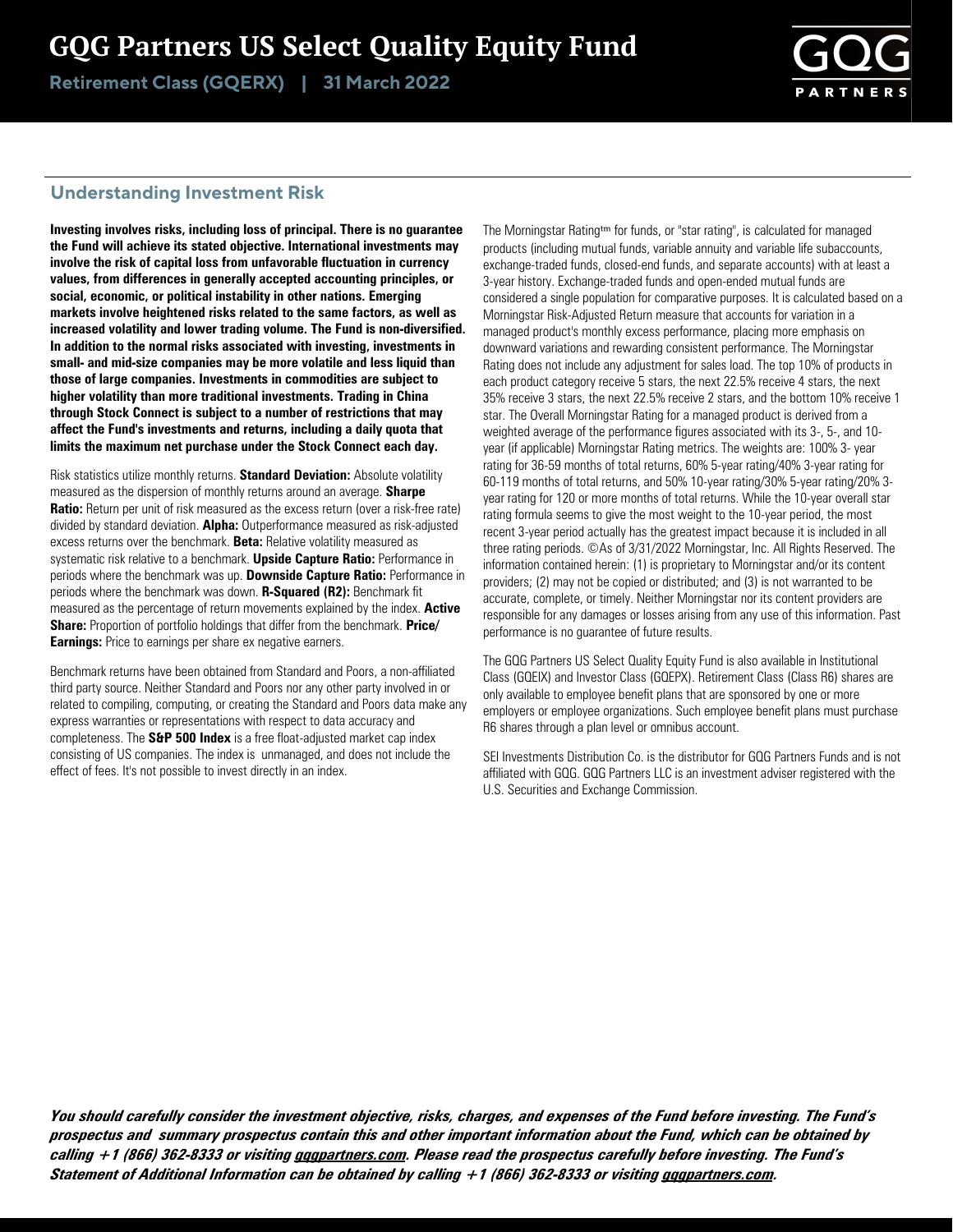# GQG Partners US Select Quality Equity Fund

**Retirement Class (GQERX) | 31 March 2022**

## Understanding Investment Risk

**Investing involves risks, including loss of principal. There is no guarantee the Fund will achieve its stated objective. International investments may involve the risk of capital loss from unfavorable fluctuation in currency values, from differences in generally accepted accounting principles, or social, economic, or political instability in other nations. Emerging markets involve heightened risks related to the same factors, as well as increased volatility and lower trading volume. The Fund is non-diversified. In addition to the normal risks associated with investing, investments in small- and mid-size companies may be more volatile and less liquid than those of large companies. Investments in commodities are subject to higher volatility than more traditional investments. Trading in China through Stock Connect is subject to a number of restrictions that may affect the Fund's investments and returns, including a daily quota that limits the maximum net purchase under the Stock Connect each day.**

Risk statistics utilize monthly returns. **Standard Deviation:** Absolute volatility measured as the dispersion of monthly returns around an average. **Sharpe Ratio:** Return per unit of risk measured as the excess return (over a risk-free rate) divided by standard deviation. **Alpha:** Outperformance measured as risk-adjusted excess returns over the benchmark. **Beta:** Relative volatility measured as systematic risk relative to a benchmark. **Upside Capture Ratio:** Performance in periods where the benchmark was up. **Downside Capture Ratio:** Performance in periods where the benchmark was down. **R-Squared (R2):** Benchmark fit measured as the percentage of return movements explained by the index. **Active Share:** Proportion of portfolio holdings that differ from the benchmark. **Price/ Earnings:** Price to earnings per share ex negative earners.

Benchmark returns have been obtained from Standard and Poors, a non-affiliated third party source. Neither Standard and Poors nor any other party involved in or related to compiling, computing, or creating the Standard and Poors data make any express warranties or representations with respect to data accuracy and completeness. The **S&P 500 Index** is a free float-adjusted market cap index consisting of US companies. The index is unmanaged, and does not include the effect of fees. It's not possible to invest directly in an index.

The Morningstar Rating™ for funds, or "star rating", is calculated for managed products (including mutual funds, variable annuity and variable life subaccounts, exchange-traded funds, closed-end funds, and separate accounts) with at least a 3-year history. Exchange-traded funds and open-ended mutual funds are considered a single population for comparative purposes. It is calculated based on a Morningstar Risk-Adjusted Return measure that accounts for variation in a managed product's monthly excess performance, placing more emphasis on downward variations and rewarding consistent performance. The Morningstar Rating does not include any adjustment for sales load. The top 10% of products in each product category receive 5 stars, the next 22.5% receive 4 stars, the next 35% receive 3 stars, the next 22.5% receive 2 stars, and the bottom 10% receive 1 star. The Overall Morningstar Rating for a managed product is derived from a weighted average of the performance figures associated with its 3-, 5-, and 10-year (if applicable) Morningstar Rating metrics. The weights are: 100% 3- year rating for 36-59 months of total returns, 60% 5-year rating/40% 3-year rating for 60-119 months of total returns, and 50% 10-year rating/30% 5-year rating/20% 3-year rating for 120 or more months of total returns. While the 10-year overall star rating formula seems to give the most weight to the 10-year period, the most recent 3-year period actually has the greatest impact because it is included in all three rating periods. ©As of 3/31/2022 Morningstar, Inc. All Rights Reserved. The information contained herein: (1) is proprietary to Morningstar and/or its content providers; (2) may not be copied or distributed; and (3) is not warranted to be accurate, complete, or timely. Neither Morningstar nor its content providers are responsible for any damages or losses arising from any use of this information. Past performance is no guarantee of future results.

The GQG Partners US Select Quality Equity Fund is also available in Institutional Class (GQEIX) and Investor Class (GQEPX). Retirement Class (Class R6) shares are only available to employee benefit plans that are sponsored by one or more employers or employee organizations. Such employee benefit plans must purchase R6 shares through a plan level or omnibus account.

SEI Investments Distribution Co. is the distributor for GQG Partners Funds and is not affiliated with GQG. GQG Partners LLC is an investment adviser registered with the U.S. Securities and Exchange Commission.

***You should carefully consider the investment objective, risks, charges, and expenses of the Fund before investing. The Fund's prospectus and summary prospectus contain this and other important information about the Fund, which can be obtained by calling +1 (866) 362-8333 or visiting gqgpartners.com. Please read the prospectus carefully before investing. The Fund's Statement of Additional Information can be obtained by calling +1 (866) 362-8333 or visiting gqgpartners.com.***